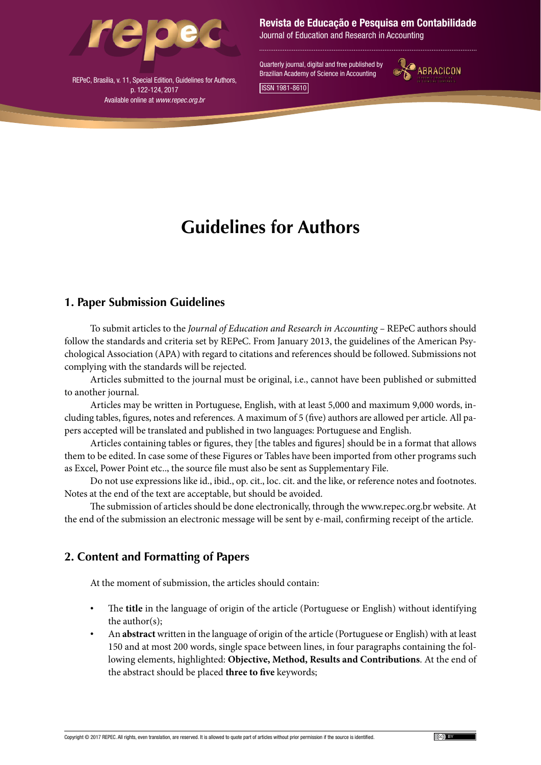# Guidelines for Authors

## 1. Paper Submission Guidelines

To submit articles to the *Journal of Education and Research in Accounting* – REPeC authors should follow the standards and criteria set by REPeC. From January 2013, the guidelines of the American Psychological Association (APA) with regard to citations and references should be followed. Submissions not complying with the standards will be rejected.

Articles submitted to the journal must be original, i.e., cannot have been published or submitted to another journal.

Articles may be written in Portuguese, English, with at least 5,000 and maximum 9,000 words, including tables, figures, notes and references. A maximum of 5 (five) authors are allowed per article. All papers accepted will be translated and published in two languages: Portuguese and English.

Articles containing tables or figures, they [the tables and figures] should be in a format that allows them to be edited. In case some of these Figures or Tables have been imported from other programs such as Excel, Power Point etc.., the source file must also be sent as Supplementary File.

Do not use expressions like id., ibid., op. cit., loc. cit. and the like, or reference notes and footnotes. Notes at the end of the text are acceptable, but should be avoided.

The submission of articles should be done electronically, through the www.repec.org.br website. At the end of the submission an electronic message will be sent by e-mail, confirming receipt of the article.

## 2. Content and Formatting of Papers

At the moment of submission, the articles should contain:

- The **title** in the language of origin of the article (Portuguese or English) without identifying the author(s);
- An **abstract** written in the language of origin of the article (Portuguese or English) with at least 150 and at most 200 words, single space between lines, in four paragraphs containing the following elements, highlighted: **Objective, Method, Results and Contributions**. At the end of the abstract should be placed **three to five** keywords;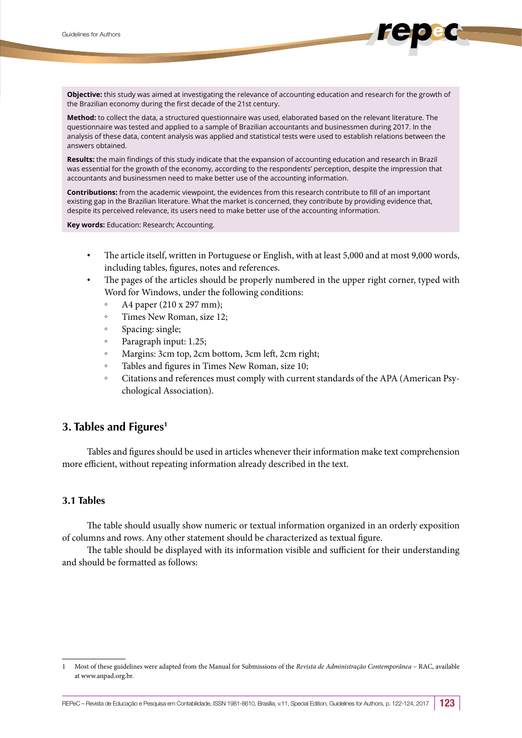**Objective:** this study was aimed at investigating the relevance of accounting education and research for the growth of the Brazilian economy during the first decade of the 21st century.

**Method:** to collect the data, a structured questionnaire was used, elaborated based on the relevant literature. The questionnaire was tested and applied to a sample of Brazilian accountants and businessmen during 2017. In the analysis of these data, content analysis was applied and statistical tests were used to establish relations between the answers obtained.

**Results:** the main findings of this study indicate that the expansion of accounting education and research in Brazil was essential for the growth of the economy, according to the respondents' perception, despite the impression that accountants and businessmen need to make better use of the accounting information.

**Contributions:** from the academic viewpoint, the evidences from this research contribute to fill of an important existing gap in the Brazilian literature. What the market is concerned, they contribute by providing evidence that, despite its perceived relevance, its users need to make better use of the accounting information.

**Key words:** Education: Research; Accounting.

- The article itself, written in Portuguese or English, with at least 5,000 and at most 9,000 words, including tables, figures, notes and references.
- The pages of the articles should be properly numbered in the upper right corner, typed with Word for Windows, under the following conditions:
  - A4 paper (210 x 297 mm);
  - Times New Roman, size 12;
  - Spacing: single;
  - Paragraph input: 1.25;
  - Margins: 3cm top, 2cm bottom, 3cm left, 2cm right;
  - Tables and figures in Times New Roman, size 10;
  - Citations and references must comply with current standards of the APA (American Psychological Association).

## 3. Tables and Figures[1]

Tables and figures should be used in articles whenever their information make text comprehension more efficient, without repeating information already described in the text.

### 3.1 Tables

The table should usually show numeric or textual information organized in an orderly exposition of columns and rows. Any other statement should be characterized as textual figure.

The table should be displayed with its information visible and sufficient for their understanding and should be formatted as follows:

---

1 Most of these guidelines were adapted from the Manual for Submissions of the *Revista de Administração Contemporânea* – RAC, available at www.anpad.org.br.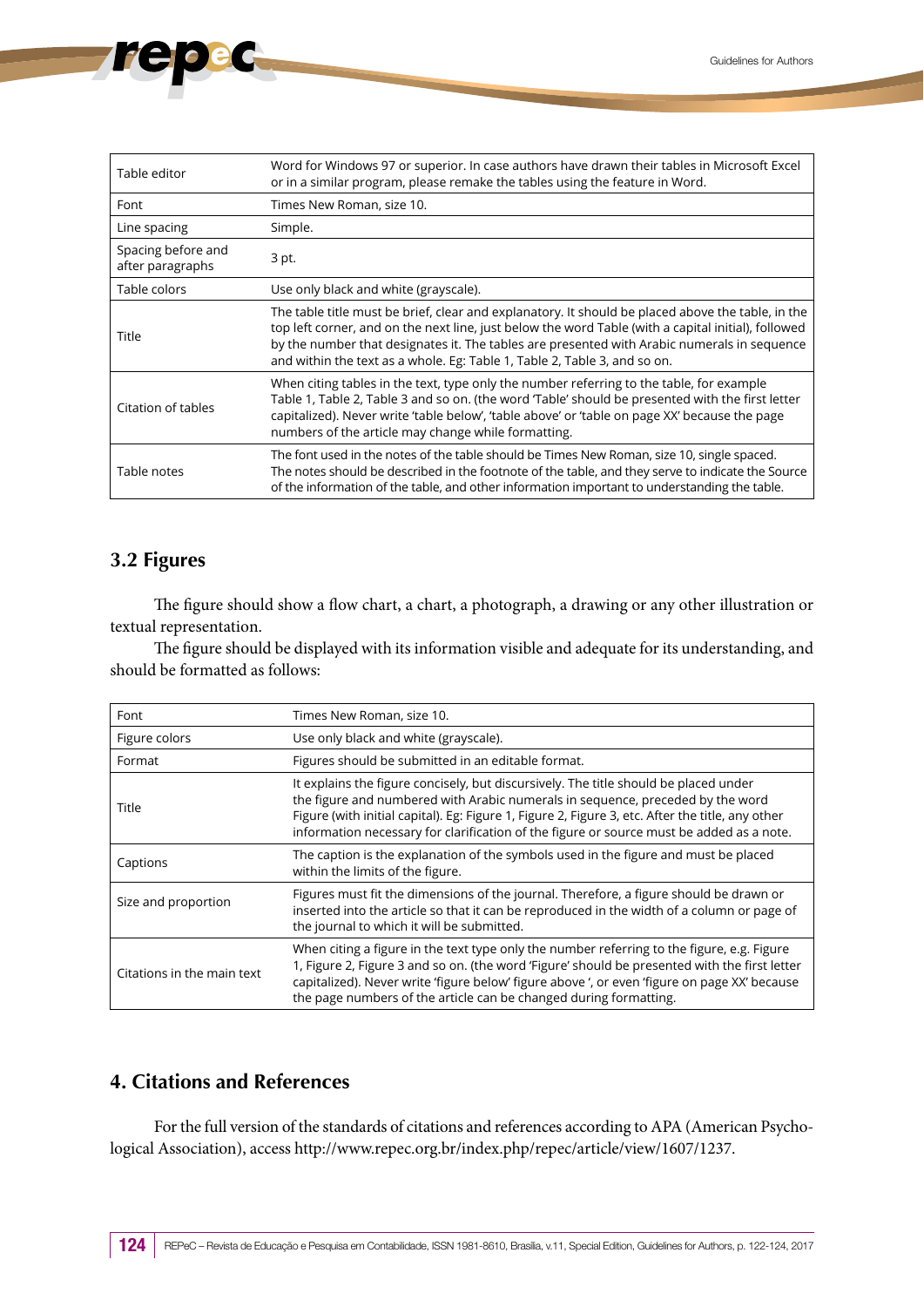| | |
|---|---|
| Table editor | Word for Windows 97 or superior. In case authors have drawn their tables in Microsoft Excel or in a similar program, please remake the tables using the feature in Word. |
| Font | Times New Roman, size 10. |
| Line spacing | Simple. |
| Spacing before and after paragraphs | 3 pt. |
| Table colors | Use only black and white (grayscale). |
| Title | The table title must be brief, clear and explanatory. It should be placed above the table, in the top left corner, and on the next line, just below the word Table (with a capital initial), followed by the number that designates it. The tables are presented with Arabic numerals in sequence and within the text as a whole. Eg: Table 1, Table 2, Table 3, and so on. |
| Citation of tables | When citing tables in the text, type only the number referring to the table, for example Table 1, Table 2, Table 3 and so on. (the word 'Table' should be presented with the first letter capitalized). Never write 'table below', 'table above' or 'table on page XX' because the page numbers of the article may change while formatting. |
| Table notes | The font used in the notes of the table should be Times New Roman, size 10, single spaced. The notes should be described in the footnote of the table, and they serve to indicate the Source of the information of the table, and other information important to understanding the table. |

## 3.2 Figures

The figure should show a flow chart, a chart, a photograph, a drawing or any other illustration or textual representation.

The figure should be displayed with its information visible and adequate for its understanding, and should be formatted as follows:

| | |
|---|---|
| Font | Times New Roman, size 10. |
| Figure colors | Use only black and white (grayscale). |
| Format | Figures should be submitted in an editable format. |
| Title | It explains the figure concisely, but discursively. The title should be placed under the figure and numbered with Arabic numerals in sequence, preceded by the word Figure (with initial capital). Eg: Figure 1, Figure 2, Figure 3, etc. After the title, any other information necessary for clarification of the figure or source must be added as a note. |
| Captions | The caption is the explanation of the symbols used in the figure and must be placed within the limits of the figure. |
| Size and proportion | Figures must fit the dimensions of the journal. Therefore, a figure should be drawn or inserted into the article so that it can be reproduced in the width of a column or page of the journal to which it will be submitted. |
| Citations in the main text | When citing a figure in the text type only the number referring to the figure, e.g. Figure 1, Figure 2, Figure 3 and so on. (the word 'Figure' should be presented with the first letter capitalized). Never write 'figure below' figure above ', or even 'figure on page XX' because the page numbers of the article can be changed during formatting. |

# 4. Citations and References

For the full version of the standards of citations and references according to APA (American Psychological Association), access http://www.repec.org.br/index.php/repec/article/view/1607/1237.